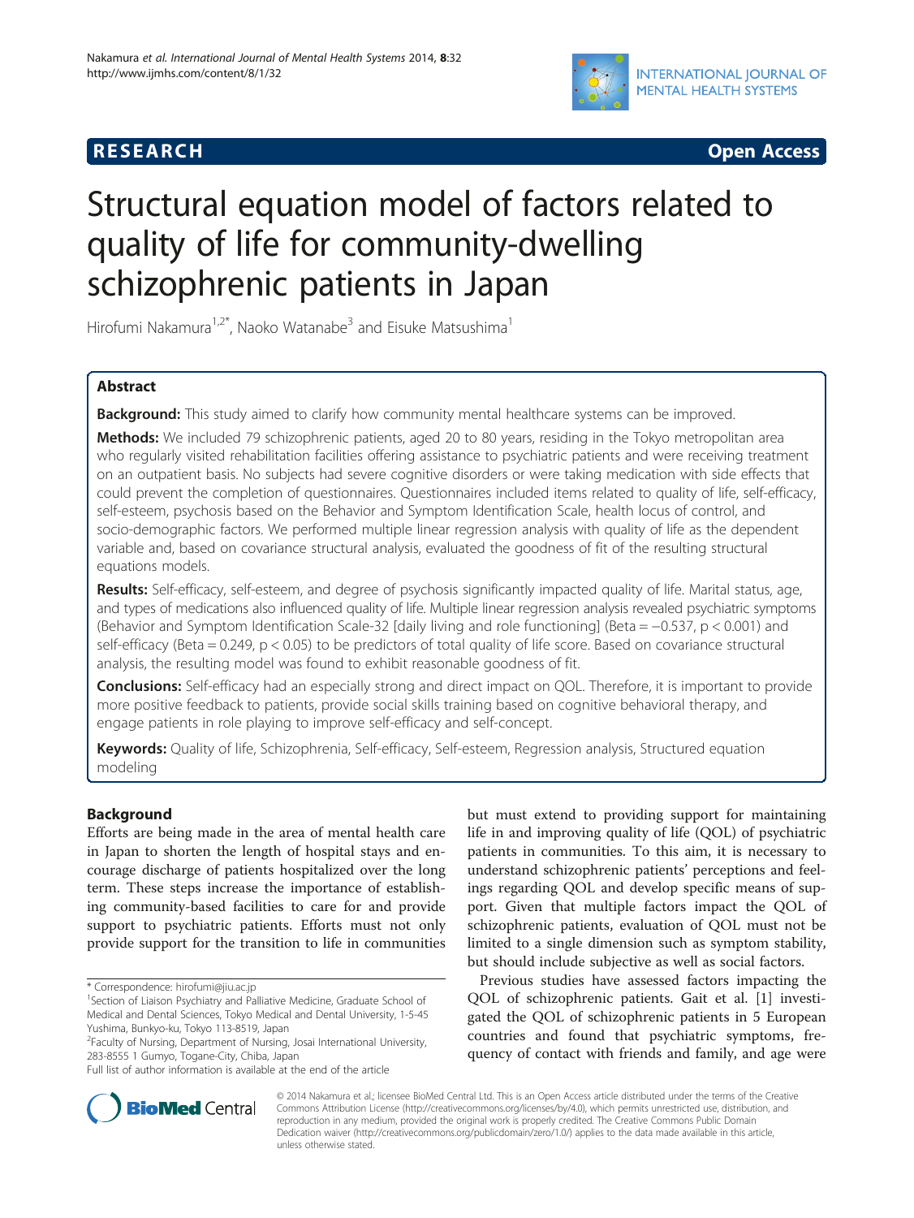# RESEARCH — Open Access

# Structural equation model of factors related to quality of life for community-dwelling schizophrenic patients in Japan

Hirofumi Nakamura[1,2*], Naoko Watanabe[3] and Eisuke Matsushima[1]

## Abstract

**Background:** This study aimed to clarify how community mental healthcare systems can be improved.

**Methods:** We included 79 schizophrenic patients, aged 20 to 80 years, residing in the Tokyo metropolitan area who regularly visited rehabilitation facilities offering assistance to psychiatric patients and were receiving treatment on an outpatient basis. No subjects had severe cognitive disorders or were taking medication with side effects that could prevent the completion of questionnaires. Questionnaires included items related to quality of life, self-efficacy, self-esteem, psychosis based on the Behavior and Symptom Identification Scale, health locus of control, and socio-demographic factors. We performed multiple linear regression analysis with quality of life as the dependent variable and, based on covariance structural analysis, evaluated the goodness of fit of the resulting structural equations models.

**Results:** Self-efficacy, self-esteem, and degree of psychosis significantly impacted quality of life. Marital status, age, and types of medications also influenced quality of life. Multiple linear regression analysis revealed psychiatric symptoms (Behavior and Symptom Identification Scale-32 [daily living and role functioning] (Beta = −0.537, $p < 0.001$) and self-efficacy (Beta = 0.249, $p < 0.05$) to be predictors of total quality of life score. Based on covariance structural analysis, the resulting model was found to exhibit reasonable goodness of fit.

**Conclusions:** Self-efficacy had an especially strong and direct impact on QOL. Therefore, it is important to provide more positive feedback to patients, provide social skills training based on cognitive behavioral therapy, and engage patients in role playing to improve self-efficacy and self-concept.

**Keywords:** Quality of life, Schizophrenia, Self-efficacy, Self-esteem, Regression analysis, Structured equation modeling

## Background

Efforts are being made in the area of mental health care in Japan to shorten the length of hospital stays and encourage discharge of patients hospitalized over the long term. These steps increase the importance of establishing community-based facilities to care for and provide support to psychiatric patients. Efforts must not only provide support for the transition to life in communities but must extend to providing support for maintaining life in and improving quality of life (QOL) of psychiatric patients in communities. To this aim, it is necessary to understand schizophrenic patients' perceptions and feelings regarding QOL and develop specific means of support. Given that multiple factors impact the QOL of schizophrenic patients, evaluation of QOL must not be limited to a single dimension such as symptom stability, but should include subjective as well as social factors.

Previous studies have assessed factors impacting the QOL of schizophrenic patients. Gait et al. [1] investigated the QOL of schizophrenic patients in 5 European countries and found that psychiatric symptoms, frequency of contact with friends and family, and age were

\* Correspondence: hirofumi@jiu.ac.jp
[1]Section of Liaison Psychiatry and Palliative Medicine, Graduate School of Medical and Dental Sciences, Tokyo Medical and Dental University, 1-5-45 Yushima, Bunkyo-ku, Tokyo 113-8519, Japan
[2]Faculty of Nursing, Department of Nursing, Josai International University, 283-8555 1 Gumyo, Togane-City, Chiba, Japan
Full list of author information is available at the end of the article

© 2014 Nakamura et al.; licensee BioMed Central Ltd. This is an Open Access article distributed under the terms of the Creative Commons Attribution License (http://creativecommons.org/licenses/by/4.0), which permits unrestricted use, distribution, and reproduction in any medium, provided the original work is properly credited. The Creative Commons Public Domain Dedication waiver (http://creativecommons.org/publicdomain/zero/1.0/) applies to the data made available in this article, unless otherwise stated.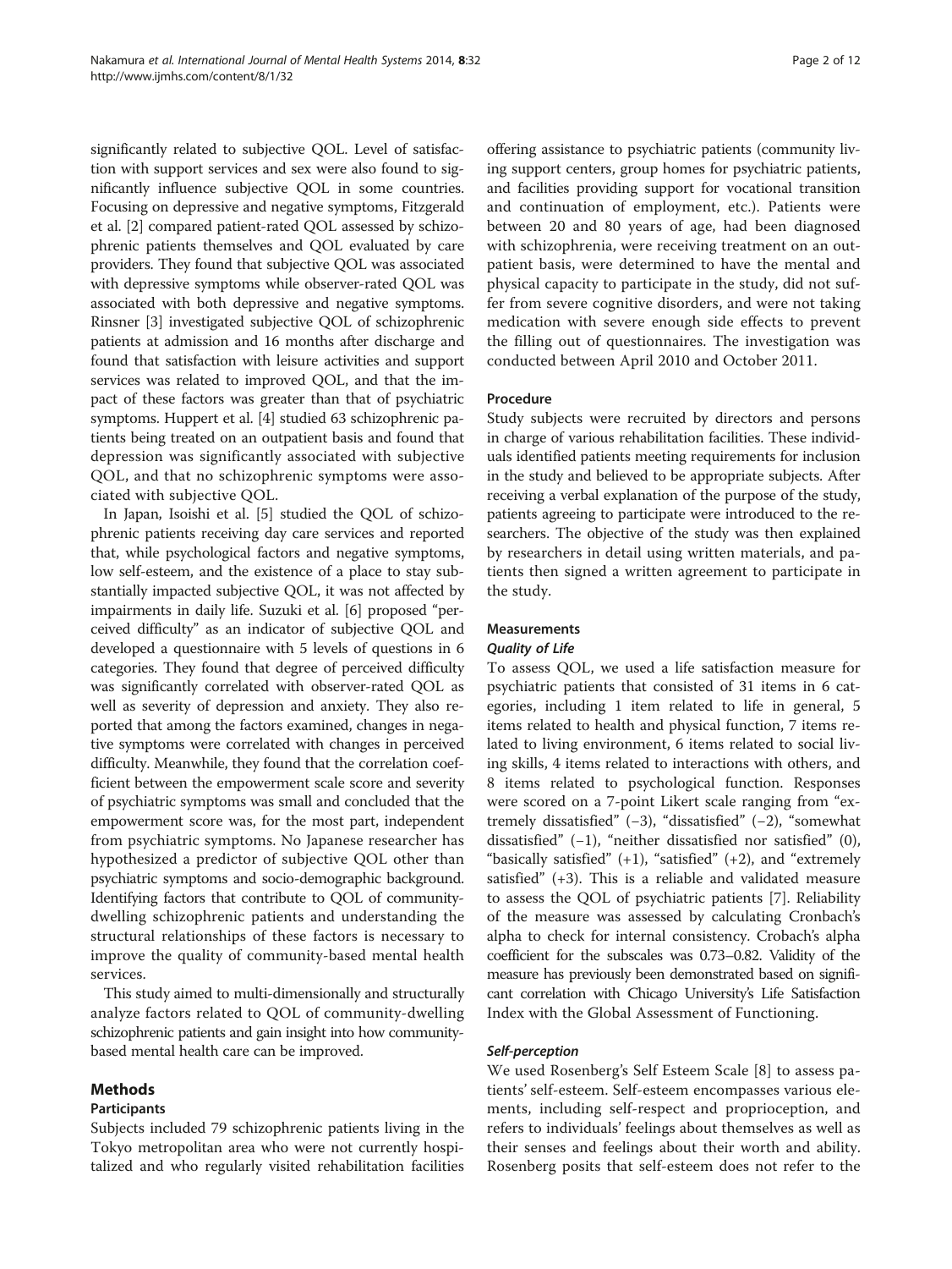significantly related to subjective QOL. Level of satisfaction with support services and sex were also found to significantly influence subjective QOL in some countries. Focusing on depressive and negative symptoms, Fitzgerald et al. [2] compared patient-rated QOL assessed by schizophrenic patients themselves and QOL evaluated by care providers. They found that subjective QOL was associated with depressive symptoms while observer-rated QOL was associated with both depressive and negative symptoms. Rinsner [3] investigated subjective QOL of schizophrenic patients at admission and 16 months after discharge and found that satisfaction with leisure activities and support services was related to improved QOL, and that the impact of these factors was greater than that of psychiatric symptoms. Huppert et al. [4] studied 63 schizophrenic patients being treated on an outpatient basis and found that depression was significantly associated with subjective QOL, and that no schizophrenic symptoms were associated with subjective QOL.

In Japan, Isoishi et al. [5] studied the QOL of schizophrenic patients receiving day care services and reported that, while psychological factors and negative symptoms, low self-esteem, and the existence of a place to stay substantially impacted subjective QOL, it was not affected by impairments in daily life. Suzuki et al. [6] proposed "perceived difficulty" as an indicator of subjective QOL and developed a questionnaire with 5 levels of questions in 6 categories. They found that degree of perceived difficulty was significantly correlated with observer-rated QOL as well as severity of depression and anxiety. They also reported that among the factors examined, changes in negative symptoms were correlated with changes in perceived difficulty. Meanwhile, they found that the correlation coefficient between the empowerment scale score and severity of psychiatric symptoms was small and concluded that the empowerment score was, for the most part, independent from psychiatric symptoms. No Japanese researcher has hypothesized a predictor of subjective QOL other than psychiatric symptoms and socio-demographic background. Identifying factors that contribute to QOL of community-dwelling schizophrenic patients and understanding the structural relationships of these factors is necessary to improve the quality of community-based mental health services.

This study aimed to multi-dimensionally and structurally analyze factors related to QOL of community-dwelling schizophrenic patients and gain insight into how community-based mental health care can be improved.

## Methods

### Participants

Subjects included 79 schizophrenic patients living in the Tokyo metropolitan area who were not currently hospitalized and who regularly visited rehabilitation facilities offering assistance to psychiatric patients (community living support centers, group homes for psychiatric patients, and facilities providing support for vocational transition and continuation of employment, etc.). Patients were between 20 and 80 years of age, had been diagnosed with schizophrenia, were receiving treatment on an outpatient basis, were determined to have the mental and physical capacity to participate in the study, did not suffer from severe cognitive disorders, and were not taking medication with severe enough side effects to prevent the filling out of questionnaires. The investigation was conducted between April 2010 and October 2011.

### Procedure

Study subjects were recruited by directors and persons in charge of various rehabilitation facilities. These individuals identified patients meeting requirements for inclusion in the study and believed to be appropriate subjects. After receiving a verbal explanation of the purpose of the study, patients agreeing to participate were introduced to the researchers. The objective of the study was then explained by researchers in detail using written materials, and patients then signed a written agreement to participate in the study.

### Measurements

#### *Quality of Life*

To assess QOL, we used a life satisfaction measure for psychiatric patients that consisted of 31 items in 6 categories, including 1 item related to life in general, 5 items related to health and physical function, 7 items related to living environment, 6 items related to social living skills, 4 items related to interactions with others, and 8 items related to psychological function. Responses were scored on a 7-point Likert scale ranging from "extremely dissatisfied" (−3), "dissatisfied" (−2), "somewhat dissatisfied" (−1), "neither dissatisfied nor satisfied" (0), "basically satisfied" (+1), "satisfied" (+2), and "extremely satisfied" (+3). This is a reliable and validated measure to assess the QOL of psychiatric patients [7]. Reliability of the measure was assessed by calculating Cronbach's alpha to check for internal consistency. Crobach's alpha coefficient for the subscales was 0.73–0.82. Validity of the measure has previously been demonstrated based on significant correlation with Chicago University's Life Satisfaction Index with the Global Assessment of Functioning.

#### *Self-perception*

We used Rosenberg's Self Esteem Scale [8] to assess patients' self-esteem. Self-esteem encompasses various elements, including self-respect and proprioception, and refers to individuals' feelings about themselves as well as their senses and feelings about their worth and ability. Rosenberg posits that self-esteem does not refer to the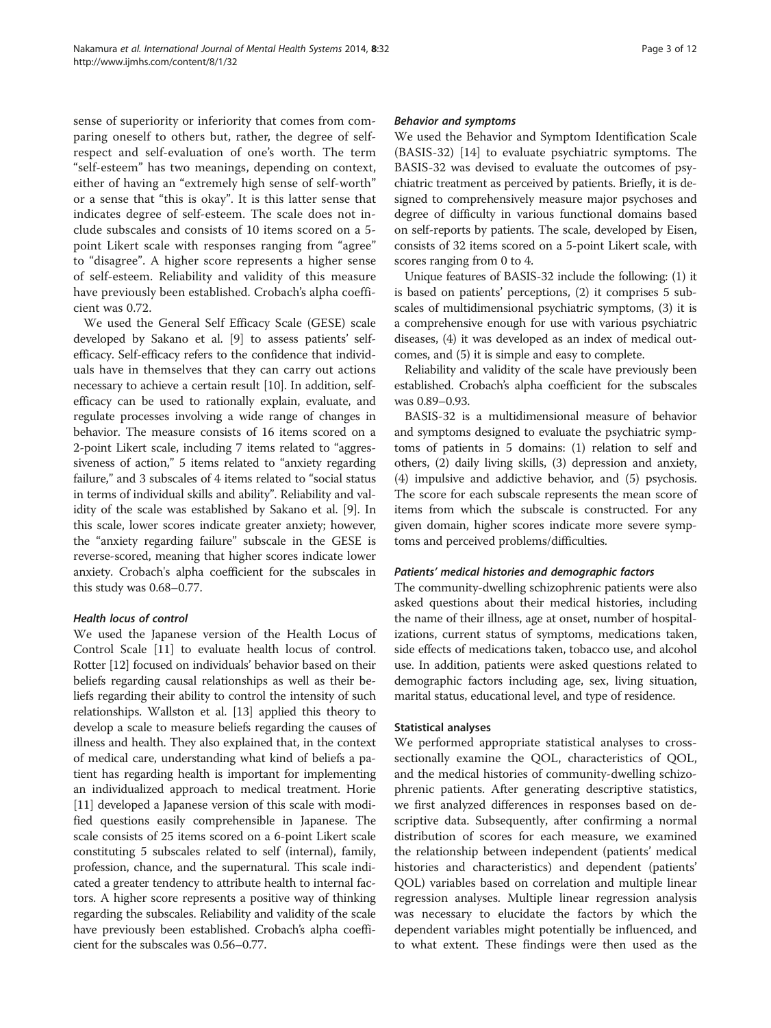sense of superiority or inferiority that comes from comparing oneself to others but, rather, the degree of self-respect and self-evaluation of one's worth. The term "self-esteem" has two meanings, depending on context, either of having an "extremely high sense of self-worth" or a sense that "this is okay". It is this latter sense that indicates degree of self-esteem. The scale does not include subscales and consists of 10 items scored on a 5-point Likert scale with responses ranging from "agree" to "disagree". A higher score represents a higher sense of self-esteem. Reliability and validity of this measure have previously been established. Crobach's alpha coefficient was 0.72.

We used the General Self Efficacy Scale (GESE) scale developed by Sakano et al. [9] to assess patients' self-efficacy. Self-efficacy refers to the confidence that individuals have in themselves that they can carry out actions necessary to achieve a certain result [10]. In addition, self-efficacy can be used to rationally explain, evaluate, and regulate processes involving a wide range of changes in behavior. The measure consists of 16 items scored on a 2-point Likert scale, including 7 items related to "aggressiveness of action," 5 items related to "anxiety regarding failure," and 3 subscales of 4 items related to "social status in terms of individual skills and ability". Reliability and validity of the scale was established by Sakano et al. [9]. In this scale, lower scores indicate greater anxiety; however, the "anxiety regarding failure" subscale in the GESE is reverse-scored, meaning that higher scores indicate lower anxiety. Crobach's alpha coefficient for the subscales in this study was 0.68–0.77.

#### Health locus of control

We used the Japanese version of the Health Locus of Control Scale [11] to evaluate health locus of control. Rotter [12] focused on individuals' behavior based on their beliefs regarding causal relationships as well as their beliefs regarding their ability to control the intensity of such relationships. Wallston et al. [13] applied this theory to develop a scale to measure beliefs regarding the causes of illness and health. They also explained that, in the context of medical care, understanding what kind of beliefs a patient has regarding health is important for implementing an individualized approach to medical treatment. Horie [11] developed a Japanese version of this scale with modified questions easily comprehensible in Japanese. The scale consists of 25 items scored on a 6-point Likert scale constituting 5 subscales related to self (internal), family, profession, chance, and the supernatural. This scale indicated a greater tendency to attribute health to internal factors. A higher score represents a positive way of thinking regarding the subscales. Reliability and validity of the scale have previously been established. Crobach's alpha coefficient for the subscales was 0.56–0.77.

#### Behavior and symptoms

We used the Behavior and Symptom Identification Scale (BASIS-32) [14] to evaluate psychiatric symptoms. The BASIS-32 was devised to evaluate the outcomes of psychiatric treatment as perceived by patients. Briefly, it is designed to comprehensively measure major psychoses and degree of difficulty in various functional domains based on self-reports by patients. The scale, developed by Eisen, consists of 32 items scored on a 5-point Likert scale, with scores ranging from 0 to 4.

Unique features of BASIS-32 include the following: (1) it is based on patients' perceptions, (2) it comprises 5 subscales of multidimensional psychiatric symptoms, (3) it is a comprehensive enough for use with various psychiatric diseases, (4) it was developed as an index of medical outcomes, and (5) it is simple and easy to complete.

Reliability and validity of the scale have previously been established. Crobach's alpha coefficient for the subscales was 0.89–0.93.

BASIS-32 is a multidimensional measure of behavior and symptoms designed to evaluate the psychiatric symptoms of patients in 5 domains: (1) relation to self and others, (2) daily living skills, (3) depression and anxiety, (4) impulsive and addictive behavior, and (5) psychosis. The score for each subscale represents the mean score of items from which the subscale is constructed. For any given domain, higher scores indicate more severe symptoms and perceived problems/difficulties.

#### Patients' medical histories and demographic factors

The community-dwelling schizophrenic patients were also asked questions about their medical histories, including the name of their illness, age at onset, number of hospitalizations, current status of symptoms, medications taken, side effects of medications taken, tobacco use, and alcohol use. In addition, patients were asked questions related to demographic factors including age, sex, living situation, marital status, educational level, and type of residence.

### Statistical analyses

We performed appropriate statistical analyses to cross-sectionally examine the QOL, characteristics of QOL, and the medical histories of community-dwelling schizophrenic patients. After generating descriptive statistics, we first analyzed differences in responses based on descriptive data. Subsequently, after confirming a normal distribution of scores for each measure, we examined the relationship between independent (patients' medical histories and characteristics) and dependent (patients' QOL) variables based on correlation and multiple linear regression analyses. Multiple linear regression analysis was necessary to elucidate the factors by which the dependent variables might potentially be influenced, and to what extent. These findings were then used as the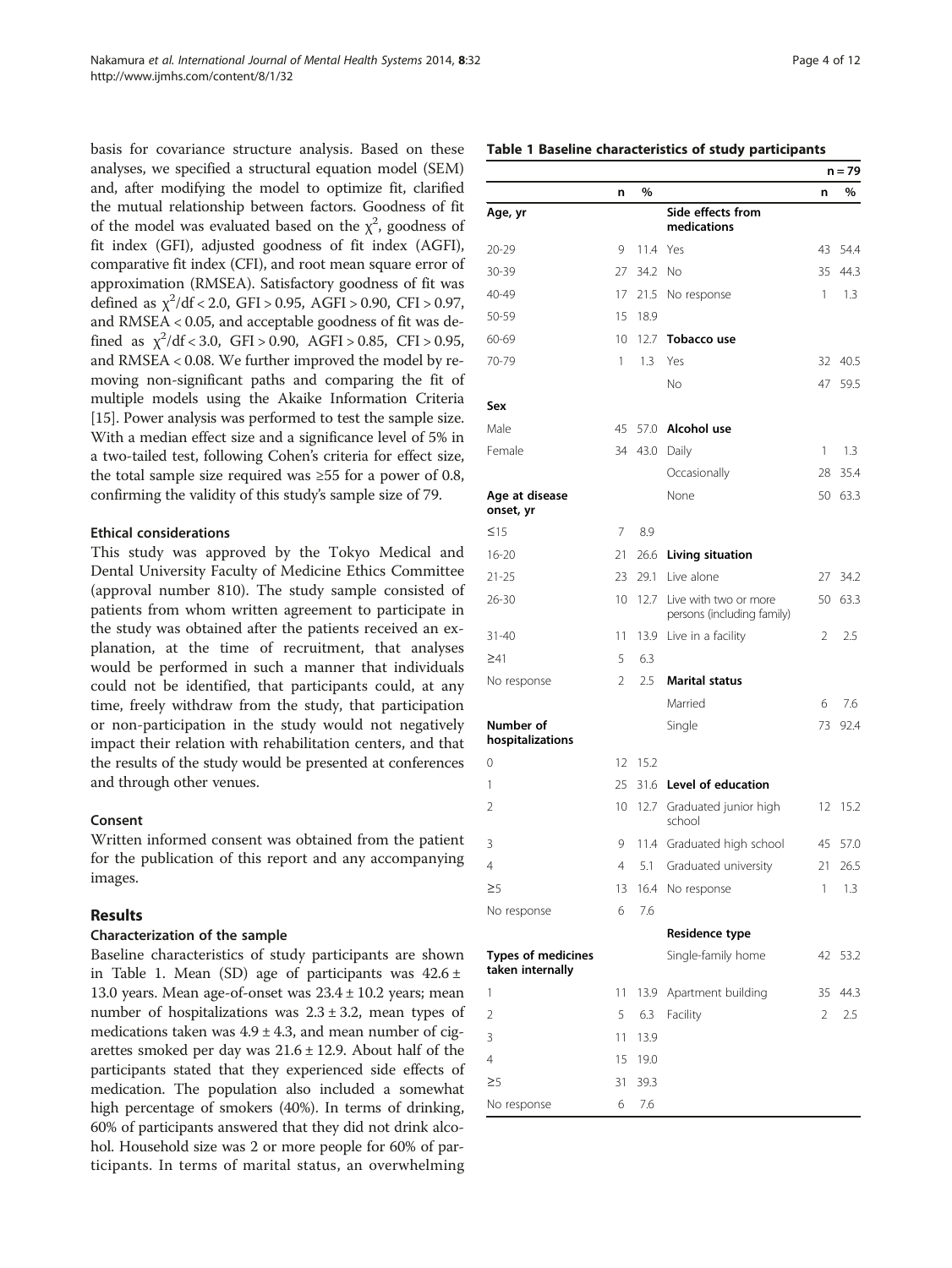basis for covariance structure analysis. Based on these analyses, we specified a structural equation model (SEM) and, after modifying the model to optimize fit, clarified the mutual relationship between factors. Goodness of fit of the model was evaluated based on the $\chi^2$, goodness of fit index (GFI), adjusted goodness of fit index (AGFI), comparative fit index (CFI), and root mean square error of approximation (RMSEA). Satisfactory goodness of fit was defined as $\chi^2/df < 2.0$, $GFI > 0.95$, $AGFI > 0.90$, $CFI > 0.97$, and $RMSEA < 0.05$, and acceptable goodness of fit was defined as $\chi^2/df < 3.0$, $GFI > 0.90$, $AGFI > 0.85$, $CFI > 0.95$, and $RMSEA < 0.08$. We further improved the model by removing non-significant paths and comparing the fit of multiple models using the Akaike Information Criteria [15]. Power analysis was performed to test the sample size. With a median effect size and a significance level of 5% in a two-tailed test, following Cohen's criteria for effect size, the total sample size required was ≥55 for a power of 0.8, confirming the validity of this study's sample size of 79.

### Ethical considerations

This study was approved by the Tokyo Medical and Dental University Faculty of Medicine Ethics Committee (approval number 810). The study sample consisted of patients from whom written agreement to participate in the study was obtained after the patients received an explanation, at the time of recruitment, that analyses would be performed in such a manner that individuals could not be identified, that participants could, at any time, freely withdraw from the study, that participation or non-participation in the study would not negatively impact their relation with rehabilitation centers, and that the results of the study would be presented at conferences and through other venues.

### Consent

Written informed consent was obtained from the patient for the publication of this report and any accompanying images.

## Results

### Characterization of the sample

Baseline characteristics of study participants are shown in Table 1. Mean (SD) age of participants was 42.6 ± 13.0 years. Mean age-of-onset was 23.4 ± 10.2 years; mean number of hospitalizations was 2.3 ± 3.2, mean types of medications taken was 4.9 ± 4.3, and mean number of cigarettes smoked per day was 21.6 ± 12.9. About half of the participants stated that they experienced side effects of medication. The population also included a somewhat high percentage of smokers (40%). In terms of drinking, 60% of participants answered that they did not drink alcohol. Household size was 2 or more people for 60% of participants. In terms of marital status, an overwhelming

**Table 1 Baseline characteristics of study participants**

| | n | % | | n | % |
|---|---|---|---|---|---|
| | | | | | n = 79 |
| **Age, yr** | | | **Side effects from medications** | | |
| 20-29 | 9 | 11.4 | Yes | 43 | 54.4 |
| 30-39 | 27 | 34.2 | No | 35 | 44.3 |
| 40-49 | 17 | 21.5 | No response | 1 | 1.3 |
| 50-59 | 15 | 18.9 | | | |
| 60-69 | 10 | 12.7 | **Tobacco use** | | |
| 70-79 | 1 | 1.3 | Yes | 32 | 40.5 |
| | | | No | 47 | 59.5 |
| **Sex** | | | | | |
| Male | 45 | 57.0 | **Alcohol use** | | |
| Female | 34 | 43.0 | Daily | 1 | 1.3 |
| | | | Occasionally | 28 | 35.4 |
| **Age at disease onset, yr** | | | None | 50 | 63.3 |
| ≤15 | 7 | 8.9 | | | |
| 16-20 | 21 | 26.6 | **Living situation** | | |
| 21-25 | 23 | 29.1 | Live alone | 27 | 34.2 |
| 26-30 | 10 | 12.7 | Live with two or more persons (including family) | 50 | 63.3 |
| 31-40 | 11 | 13.9 | Live in a facility | 2 | 2.5 |
| ≥41 | 5 | 6.3 | | | |
| No response | 2 | 2.5 | **Marital status** | | |
| | | | Married | 6 | 7.6 |
| **Number of hospitalizations** | | | Single | 73 | 92.4 |
| 0 | 12 | 15.2 | | | |
| 1 | 25 | 31.6 | **Level of education** | | |
| 2 | 10 | 12.7 | Graduated junior high school | 12 | 15.2 |
| 3 | 9 | 11.4 | Graduated high school | 45 | 57.0 |
| 4 | 4 | 5.1 | Graduated university | 21 | 26.5 |
| ≥5 | 13 | 16.4 | No response | 1 | 1.3 |
| No response | 6 | 7.6 | | | |
| | | | **Residence type** | | |
| **Types of medicines taken internally** | | | Single-family home | 42 | 53.2 |
| 1 | 11 | 13.9 | Apartment building | 35 | 44.3 |
| 2 | 5 | 6.3 | Facility | 2 | 2.5 |
| 3 | 11 | 13.9 | | | |
| 4 | 15 | 19.0 | | | |
| ≥5 | 31 | 39.3 | | | |
| No response | 6 | 7.6 | | | |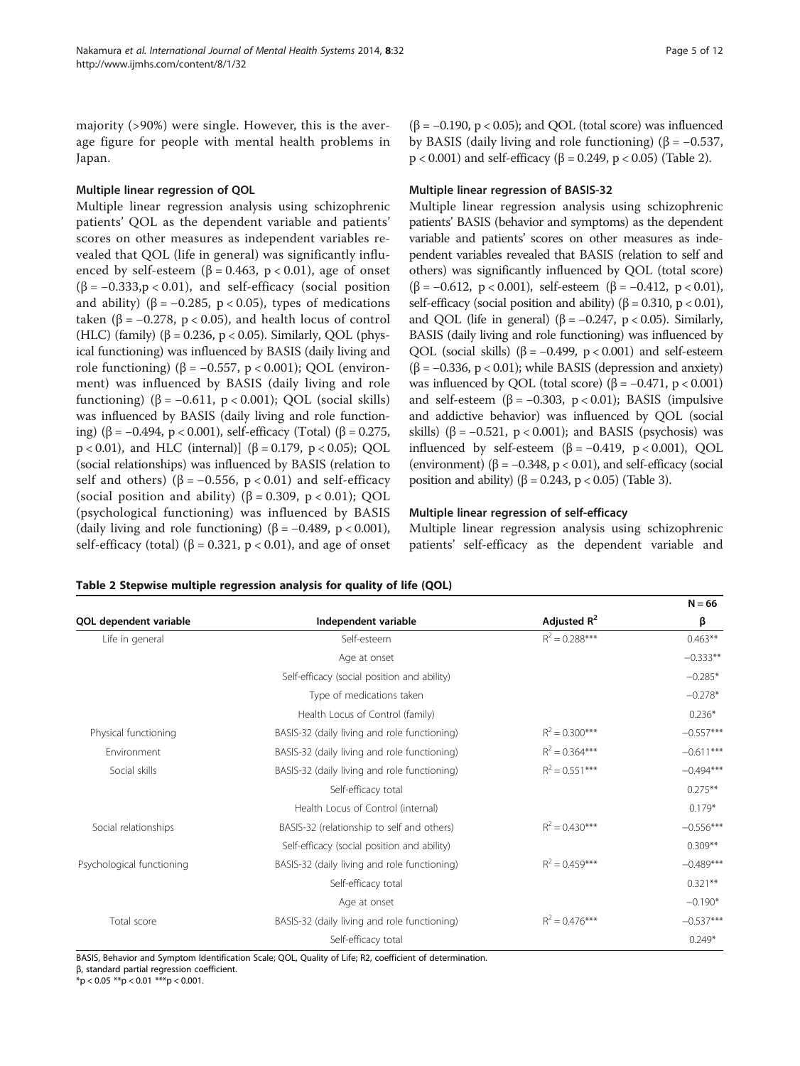majority (>90%) were single. However, this is the average figure for people with mental health problems in Japan.

### Multiple linear regression of QOL

Multiple linear regression analysis using schizophrenic patients' QOL as the dependent variable and patients' scores on other measures as independent variables revealed that QOL (life in general) was significantly influenced by self-esteem ($\beta = 0.463$, $p < 0.01$), age of onset ($\beta = -0.333$, $p < 0.01$), and self-efficacy (social position and ability) ($\beta = -0.285$, $p < 0.05$), types of medications taken ($\beta = -0.278$, $p < 0.05$), and health locus of control (HLC) (family) ($\beta = 0.236$, $p < 0.05$). Similarly, QOL (physical functioning) was influenced by BASIS (daily living and role functioning) ($\beta = -0.557$, $p < 0.001$); QOL (environment) was influenced by BASIS (daily living and role functioning) ($\beta = -0.611$, $p < 0.001$); QOL (social skills) was influenced by BASIS (daily living and role functioning) ($\beta = -0.494$, $p < 0.001$), self-efficacy (Total) ($\beta = 0.275$, $p < 0.01$), and HLC (internal)] ($\beta = 0.179$, $p < 0.05$); QOL (social relationships) was influenced by BASIS (relation to self and others) ($\beta = -0.556$, $p < 0.01$) and self-efficacy (social position and ability) ($\beta = 0.309$, $p < 0.01$); QOL (psychological functioning) was influenced by BASIS (daily living and role functioning) ($\beta = -0.489$, $p < 0.001$), self-efficacy (total) ($\beta = 0.321$, $p < 0.01$), and age of onset ($\beta = -0.190$, $p < 0.05$); and QOL (total score) was influenced by BASIS (daily living and role functioning) ($\beta = -0.537$, $p < 0.001$) and self-efficacy ($\beta = 0.249$, $p < 0.05$) (Table 2).

### Multiple linear regression of BASIS-32

Multiple linear regression analysis using schizophrenic patients' BASIS (behavior and symptoms) as the dependent variable and patients' scores on other measures as independent variables revealed that BASIS (relation to self and others) was significantly influenced by QOL (total score) ($\beta = -0.612$, $p < 0.001$), self-esteem ($\beta = -0.412$, $p < 0.01$), self-efficacy (social position and ability) ($\beta = 0.310$, $p < 0.01$), and QOL (life in general) ($\beta = -0.247$, $p < 0.05$). Similarly, BASIS (daily living and role functioning) was influenced by QOL (social skills) ($\beta = -0.499$, $p < 0.001$) and self-esteem ($\beta = -0.336$, $p < 0.01$); while BASIS (depression and anxiety) was influenced by QOL (total score) ($\beta = -0.471$, $p < 0.001$) and self-esteem ($\beta = -0.303$, $p < 0.01$); BASIS (impulsive and addictive behavior) was influenced by QOL (social skills) ($\beta = -0.521$, $p < 0.001$); and BASIS (psychosis) was influenced by self-esteem ($\beta = -0.419$, $p < 0.001$), QOL (environment) ($\beta = -0.348$, $p < 0.01$), and self-efficacy (social position and ability) ($\beta = 0.243$, $p < 0.05$) (Table 3).

### Multiple linear regression of self-efficacy

Multiple linear regression analysis using schizophrenic patients' self-efficacy as the dependent variable and

**Table 2 Stepwise multiple regression analysis for quality of life (QOL)**

| QOL dependent variable | Independent variable | Adjusted $R^2$ | N = 66<br>β |
|---|---|---|---|
| Life in general | Self-esteem | $R^2 = 0.288$*** | 0.463** |
| | Age at onset | | −0.333** |
| | Self-efficacy (social position and ability) | | −0.285* |
| | Type of medications taken | | −0.278* |
| | Health Locus of Control (family) | | 0.236* |
| Physical functioning | BASIS-32 (daily living and role functioning) | $R^2 = 0.300$*** | −0.557*** |
| Environment | BASIS-32 (daily living and role functioning) | $R^2 = 0.364$*** | −0.611*** |
| Social skills | BASIS-32 (daily living and role functioning) | $R^2 = 0.551$*** | −0.494*** |
| | Self-efficacy total | | 0.275** |
| | Health Locus of Control (internal) | | 0.179* |
| Social relationships | BASIS-32 (relationship to self and others) | $R^2 = 0.430$*** | −0.556*** |
| | Self-efficacy (social position and ability) | | 0.309** |
| Psychological functioning | BASIS-32 (daily living and role functioning) | $R^2 = 0.459$*** | −0.489*** |
| | Self-efficacy total | | 0.321** |
| | Age at onset | | −0.190* |
| Total score | BASIS-32 (daily living and role functioning) | $R^2 = 0.476$*** | −0.537*** |
| | Self-efficacy total | | 0.249* |

BASIS, Behavior and Symptom Identification Scale; QOL, Quality of Life; R2, coefficient of determination.
β, standard partial regression coefficient.
*$p < 0.05$ **$p < 0.01$ ***$p < 0.001$.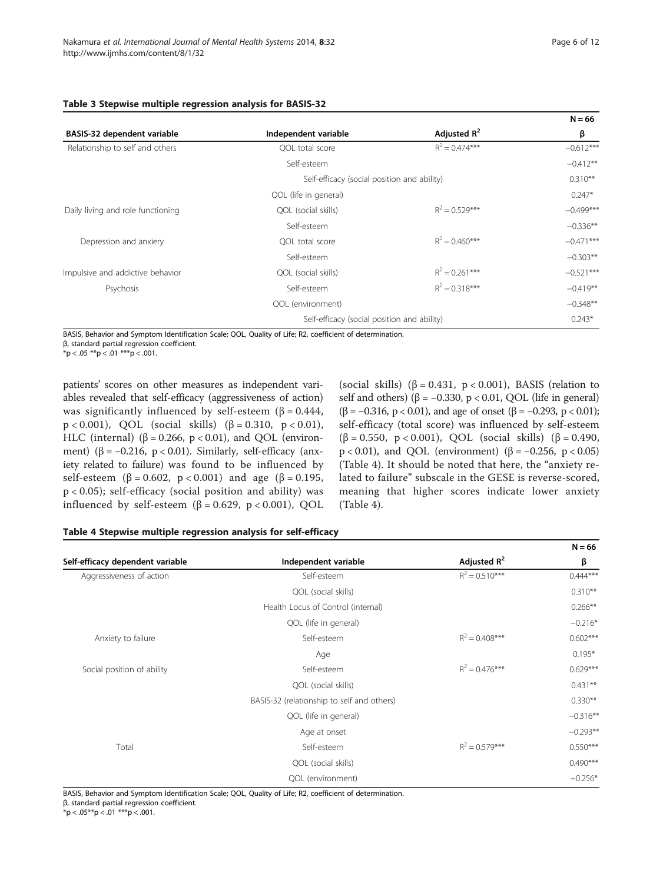**Table 3 Stepwise multiple regression analysis for BASIS-32**

| BASIS-32 dependent variable | Independent variable | Adjusted $R^2$ | N = 66 β |
|---|---|---|---|
| Relationship to self and others | QOL total score | $R^2 = 0.474$*** | −0.612*** |
| | Self-esteem | | −0.412** |
| | Self-efficacy (social position and ability) | | 0.310** |
| | QOL (life in general) | | 0.247* |
| Daily living and role functioning | QOL (social skills) | $R^2 = 0.529$*** | −0.499*** |
| | Self-esteem | | −0.336** |
| Depression and anxiery | QOL total score | $R^2 = 0.460$*** | −0.471*** |
| | Self-esteem | | −0.303** |
| Impulsive and addictive behavior | QOL (social skills) | $R^2 = 0.261$*** | −0.521*** |
| Psychosis | Self-esteem | $R^2 = 0.318$*** | −0.419** |
| | QOL (environment) | | −0.348** |
| | Self-efficacy (social position and ability) | | 0.243* |

BASIS, Behavior and Symptom Identification Scale; QOL, Quality of Life; R2, coefficient of determination.
β, standard partial regression coefficient.
*p < .05 **p < .01 ***p < .001.

patients' scores on other measures as independent variables revealed that self-efficacy (aggressiveness of action) was significantly influenced by self-esteem (β = 0.444, $p < 0.001$), QOL (social skills) (β = 0.310, $p < 0.01$), HLC (internal) (β = 0.266, $p < 0.01$), and QOL (environment) (β = −0.216, $p < 0.01$). Similarly, self-efficacy (anxiety related to failure) was found to be influenced by self-esteem (β = 0.602, $p < 0.001$) and age (β = 0.195, $p < 0.05$); self-efficacy (social position and ability) was influenced by self-esteem (β = 0.629, $p < 0.001$), QOL (social skills) (β = 0.431, $p < 0.001$), BASIS (relation to self and others) (β = −0.330, $p < 0.01$, QOL (life in general) (β = −0.316, $p < 0.01$), and age of onset (β = −0.293, $p < 0.01$); self-efficacy (total score) was influenced by self-esteem (β = 0.550, $p < 0.001$), QOL (social skills) (β = 0.490, $p < 0.01$), and QOL (environment) (β = −0.256, $p < 0.05$) (Table 4). It should be noted that here, the "anxiety related to failure" subscale in the GESE is reverse-scored, meaning that higher scores indicate lower anxiety (Table 4).

**Table 4 Stepwise multiple regression analysis for self-efficacy**

| Self-efficacy dependent variable | Independent variable | Adjusted $R^2$ | N = 66 β |
|---|---|---|---|
| Aggressiveness of action | Self-esteem | $R^2 = 0.510$*** | 0.444*** |
| | QOL (social skills) | | 0.310** |
| | Health Locus of Control (internal) | | 0.266** |
| | QOL (life in general) | | −0.216* |
| Anxiety to failure | Self-esteem | $R^2 = 0.408$*** | 0.602*** |
| | Age | | 0.195* |
| Social position of ability | Self-esteem | $R^2 = 0.476$*** | 0.629*** |
| | QOL (social skills) | | 0.431** |
| | BASIS-32 (relationship to self and others) | | 0.330** |
| | QOL (life in general) | | −0.316** |
| | Age at onset | | −0.293** |
| Total | Self-esteem | $R^2 = 0.579$*** | 0.550*** |
| | QOL (social skills) | | 0.490*** |
| | QOL (environment) | | −0.256* |

BASIS, Behavior and Symptom Identification Scale; QOL, Quality of Life; R2, coefficient of determination.
β, standard partial regression coefficient.
*p < .05**p < .01 ***p < .001.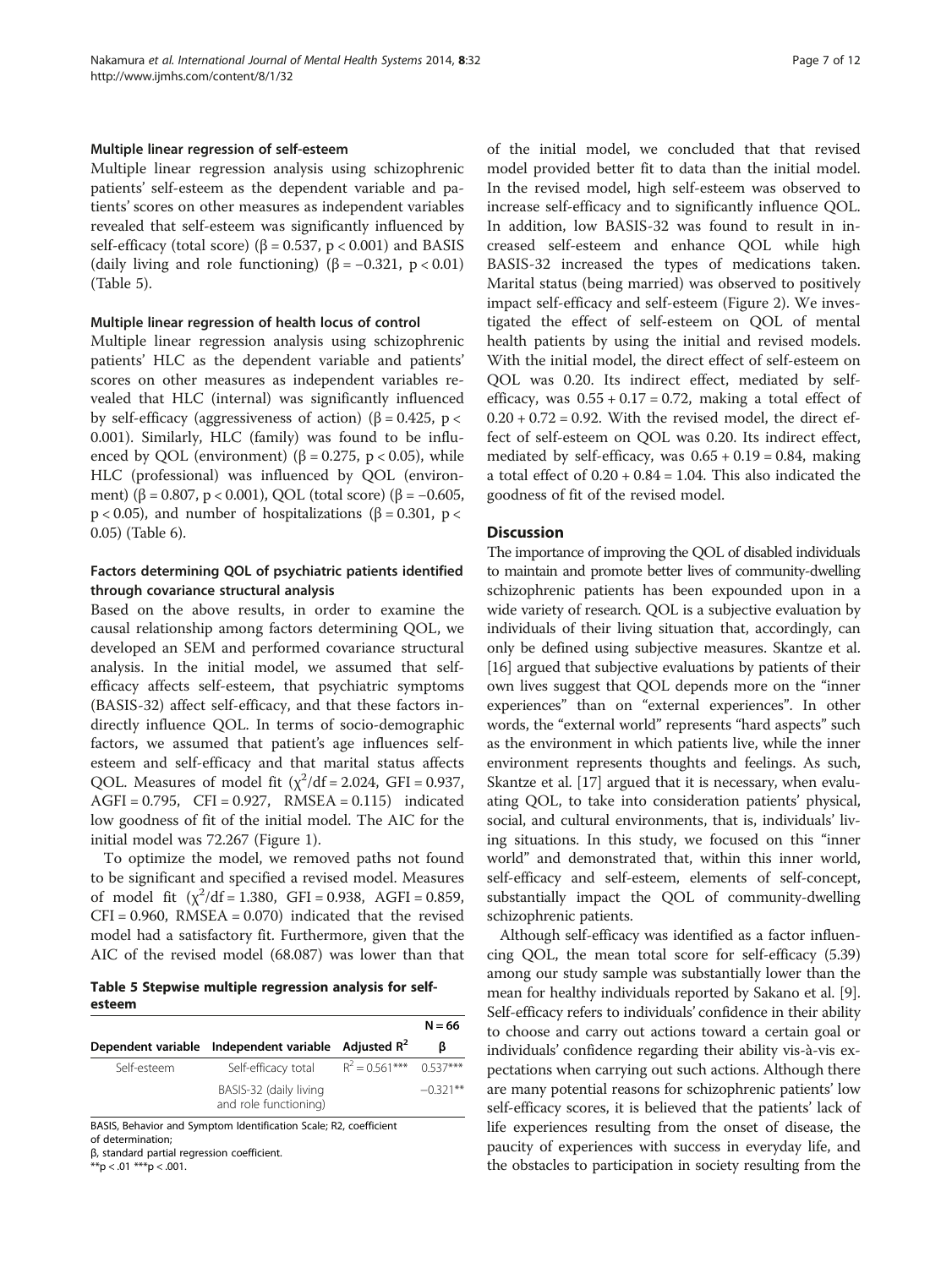#### Multiple linear regression of self-esteem

Multiple linear regression analysis using schizophrenic patients' self-esteem as the dependent variable and patients' scores on other measures as independent variables revealed that self-esteem was significantly influenced by self-efficacy (total score) ($\beta = 0.537$, $p < 0.001$) and BASIS (daily living and role functioning) ($\beta = -0.321$, $p < 0.01$) (Table 5).

#### Multiple linear regression of health locus of control

Multiple linear regression analysis using schizophrenic patients' HLC as the dependent variable and patients' scores on other measures as independent variables revealed that HLC (internal) was significantly influenced by self-efficacy (aggressiveness of action) ($\beta = 0.425$, $p < 0.001$). Similarly, HLC (family) was found to be influenced by QOL (environment) ($\beta = 0.275$, $p < 0.05$), while HLC (professional) was influenced by QOL (environment) ($\beta = 0.807$, $p < 0.001$), QOL (total score) ($\beta = -0.605$, $p < 0.05$), and number of hospitalizations ($\beta = 0.301$, $p < 0.05$) (Table 6).

### Factors determining QOL of psychiatric patients identified through covariance structural analysis

Based on the above results, in order to examine the causal relationship among factors determining QOL, we developed an SEM and performed covariance structural analysis. In the initial model, we assumed that self-efficacy affects self-esteem, that psychiatric symptoms (BASIS-32) affect self-efficacy, and that these factors indirectly influence QOL. In terms of socio-demographic factors, we assumed that patient's age influences self-esteem and self-efficacy and that marital status affects QOL. Measures of model fit ($\chi^2/df = 2.024$, GFI = 0.937, AGFI = 0.795, CFI = 0.927, RMSEA = 0.115) indicated low goodness of fit of the initial model. The AIC for the initial model was 72.267 (Figure 1).

To optimize the model, we removed paths not found to be significant and specified a revised model. Measures of model fit ($\chi^2/df = 1.380$, GFI = 0.938, AGFI = 0.859, CFI = 0.960, RMSEA = 0.070) indicated that the revised model had a satisfactory fit. Furthermore, given that the AIC of the revised model (68.087) was lower than that of the initial model, we concluded that that revised model provided better fit to data than the initial model. In the revised model, high self-esteem was observed to increase self-efficacy and to significantly influence QOL. In addition, low BASIS-32 was found to result in increased self-esteem and enhance QOL while high BASIS-32 increased the types of medications taken. Marital status (being married) was observed to positively impact self-efficacy and self-esteem (Figure 2). We investigated the effect of self-esteem on QOL of mental health patients by using the initial and revised models. With the initial model, the direct effect of self-esteem on QOL was 0.20. Its indirect effect, mediated by self-efficacy, was $0.55 + 0.17 = 0.72$, making a total effect of $0.20 + 0.72 = 0.92$. With the revised model, the direct effect of self-esteem on QOL was 0.20. Its indirect effect, mediated by self-efficacy, was $0.65 + 0.19 = 0.84$, making a total effect of $0.20 + 0.84 = 1.04$. This also indicated the goodness of fit of the revised model.

**Table 5 Stepwise multiple regression analysis for self-esteem**

| | | | N = 66 |
|---|---|---|---|
| Dependent variable | Independent variable | Adjusted $R^2$ | β |
| Self-esteem | Self-efficacy total | $R^2 = 0.561$*** | 0.537*** |
| | BASIS-32 (daily living and role functioning) | | −0.321** |

BASIS, Behavior and Symptom Identification Scale; R2, coefficient of determination;
β, standard partial regression coefficient.
**p < .01 ***p < .001.

## Discussion

The importance of improving the QOL of disabled individuals to maintain and promote better lives of community-dwelling schizophrenic patients has been expounded upon in a wide variety of research. QOL is a subjective evaluation by individuals of their living situation that, accordingly, can only be defined using subjective measures. Skantze et al. [16] argued that subjective evaluations by patients of their own lives suggest that QOL depends more on the "inner experiences" than on "external experiences". In other words, the "external world" represents "hard aspects" such as the environment in which patients live, while the inner environment represents thoughts and feelings. As such, Skantze et al. [17] argued that it is necessary, when evaluating QOL, to take into consideration patients' physical, social, and cultural environments, that is, individuals' living situations. In this study, we focused on this "inner world" and demonstrated that, within this inner world, self-efficacy and self-esteem, elements of self-concept, substantially impact the QOL of community-dwelling schizophrenic patients.

Although self-efficacy was identified as a factor influencing QOL, the mean total score for self-efficacy (5.39) among our study sample was substantially lower than the mean for healthy individuals reported by Sakano et al. [9]. Self-efficacy refers to individuals' confidence in their ability to choose and carry out actions toward a certain goal or individuals' confidence regarding their ability vis-à-vis expectations when carrying out such actions. Although there are many potential reasons for schizophrenic patients' low self-efficacy scores, it is believed that the patients' lack of life experiences resulting from the onset of disease, the paucity of experiences with success in everyday life, and the obstacles to participation in society resulting from the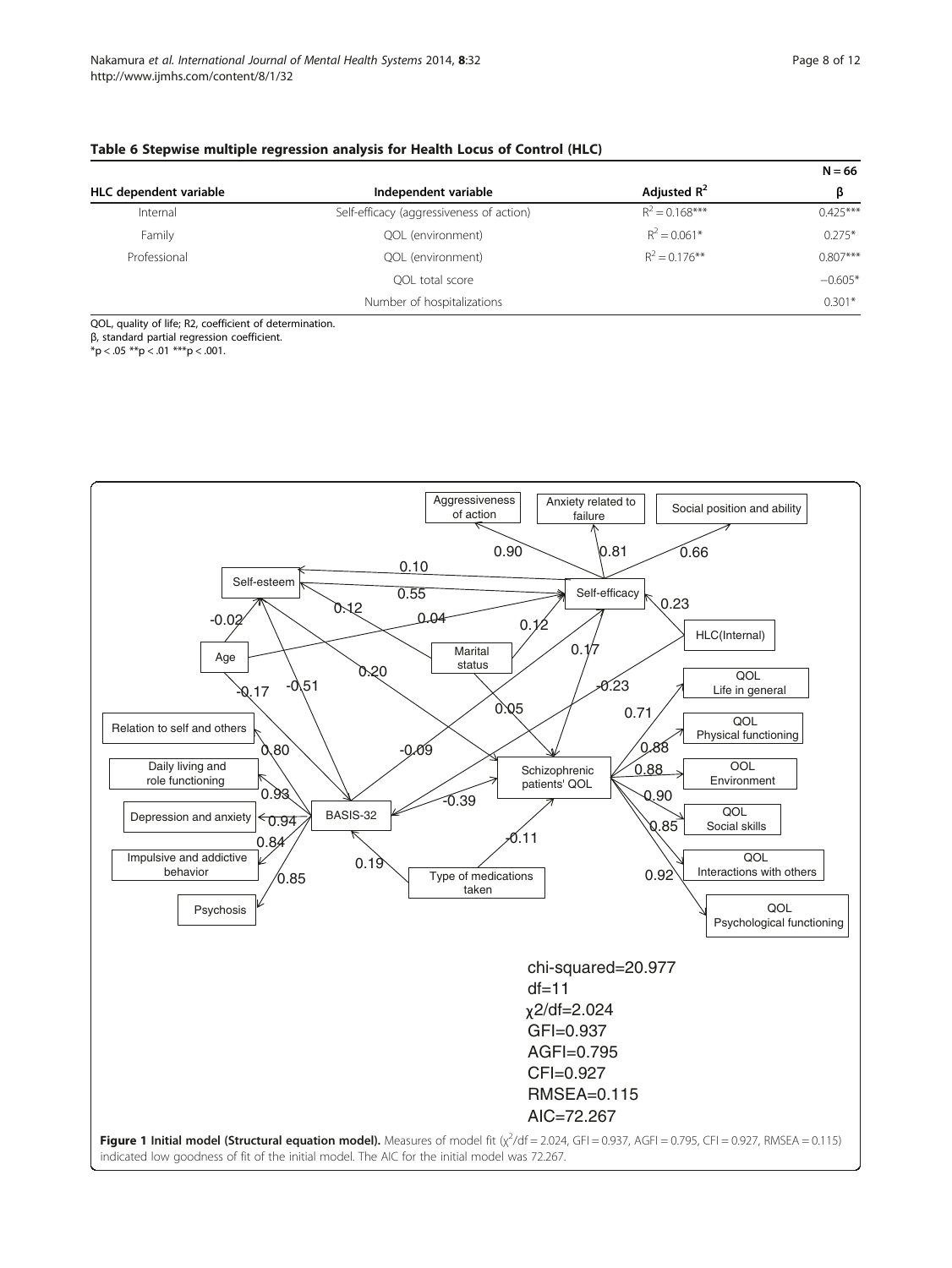**Table 6 Stepwise multiple regression analysis for Health Locus of Control (HLC)**

| HLC dependent variable | Independent variable | Adjusted $R^2$ | N = 66 β |
|---|---|---|---|
| Internal | Self-efficacy (aggressiveness of action) | $R^2 = 0.168$*** | 0.425*** |
| Family | QOL (environment) | $R^2 = 0.061$* | 0.275* |
| Professional | QOL (environment) | $R^2 = 0.176$** | 0.807*** |
| | QOL total score | | −0.605* |
| | Number of hospitalizations | | 0.301* |

QOL, quality of life; R2, coefficient of determination.
β, standard partial regression coefficient.
*p < .05 **p < .01 ***p < .001.

chi-squared=20.977
df=11
χ2/df=2.024
GFI=0.937
AGFI=0.795
CFI=0.927
RMSEA=0.115
AIC=72.267

**Figure 1 Initial model (Structural equation model).** Measures of model fit ($\chi^2/df = 2.024$, GFI = 0.937, AGFI = 0.795, CFI = 0.927, RMSEA = 0.115) indicated low goodness of fit of the initial model. The AIC for the initial model was 72.267.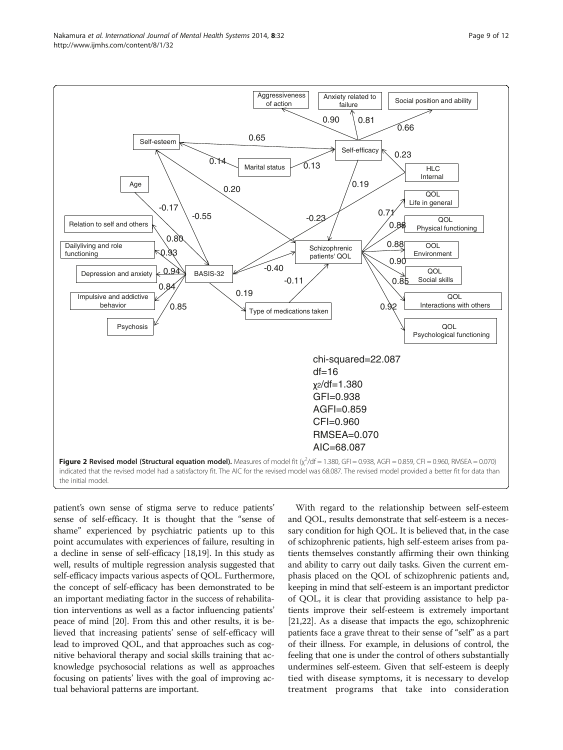**Figure 2 Revised model (Structural equation model).** Measures of model fit ($\chi^2$/df = 1.380, GFI = 0.938, AGFI = 0.859, CFI = 0.960, RMSEA = 0.070) indicated that the revised model had a satisfactory fit. The AIC for the revised model was 68.087. The revised model provided a better fit for data than the initial model.

patient's own sense of stigma serve to reduce patients' sense of self-efficacy. It is thought that the "sense of shame" experienced by psychiatric patients up to this point accumulates with experiences of failure, resulting in a decline in sense of self-efficacy [18,19]. In this study as well, results of multiple regression analysis suggested that self-efficacy impacts various aspects of QOL. Furthermore, the concept of self-efficacy has been demonstrated to be an important mediating factor in the success of rehabilitation interventions as well as a factor influencing patients' peace of mind [20]. From this and other results, it is believed that increasing patients' sense of self-efficacy will lead to improved QOL, and that approaches such as cognitive behavioral therapy and social skills training that acknowledge psychosocial relations as well as approaches focusing on patients' lives with the goal of improving actual behavioral patterns are important.

With regard to the relationship between self-esteem and QOL, results demonstrate that self-esteem is a necessary condition for high QOL. It is believed that, in the case of schizophrenic patients, high self-esteem arises from patients themselves constantly affirming their own thinking and ability to carry out daily tasks. Given the current emphasis placed on the QOL of schizophrenic patients and, keeping in mind that self-esteem is an important predictor of QOL, it is clear that providing assistance to help patients improve their self-esteem is extremely important [21,22]. As a disease that impacts the ego, schizophrenic patients face a grave threat to their sense of "self" as a part of their illness. For example, in delusions of control, the feeling that one is under the control of others substantially undermines self-esteem. Given that self-esteem is deeply tied with disease symptoms, it is necessary to develop treatment programs that take into consideration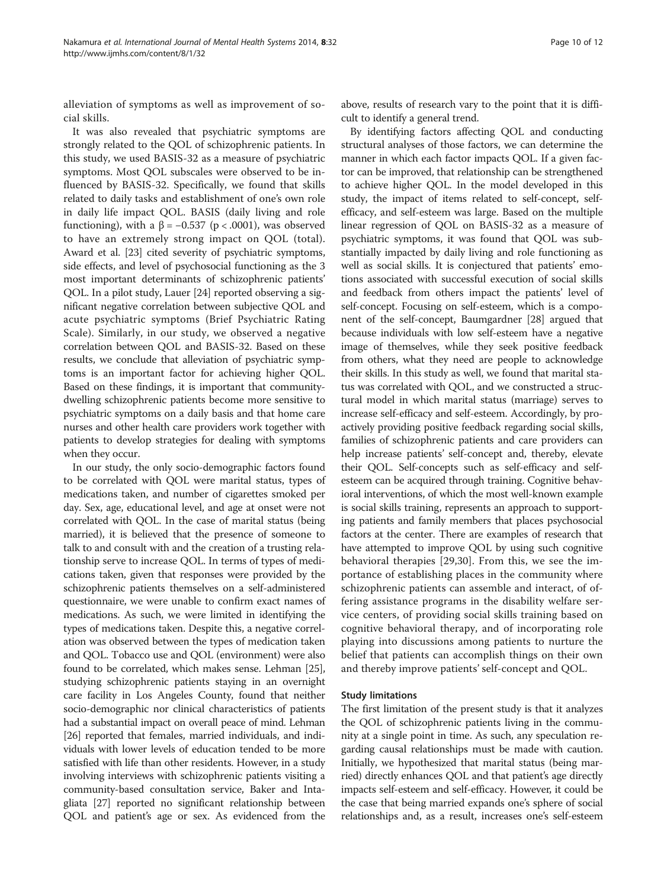alleviation of symptoms as well as improvement of social skills.

It was also revealed that psychiatric symptoms are strongly related to the QOL of schizophrenic patients. In this study, we used BASIS-32 as a measure of psychiatric symptoms. Most QOL subscales were observed to be influenced by BASIS-32. Specifically, we found that skills related to daily tasks and establishment of one's own role in daily life impact QOL. BASIS (daily living and role functioning), with a $\beta = -0.537$ ($p < .0001$), was observed to have an extremely strong impact on QOL (total). Award et al. [23] cited severity of psychiatric symptoms, side effects, and level of psychosocial functioning as the 3 most important determinants of schizophrenic patients' QOL. In a pilot study, Lauer [24] reported observing a significant negative correlation between subjective QOL and acute psychiatric symptoms (Brief Psychiatric Rating Scale). Similarly, in our study, we observed a negative correlation between QOL and BASIS-32. Based on these results, we conclude that alleviation of psychiatric symptoms is an important factor for achieving higher QOL. Based on these findings, it is important that community-dwelling schizophrenic patients become more sensitive to psychiatric symptoms on a daily basis and that home care nurses and other health care providers work together with patients to develop strategies for dealing with symptoms when they occur.

In our study, the only socio-demographic factors found to be correlated with QOL were marital status, types of medications taken, and number of cigarettes smoked per day. Sex, age, educational level, and age at onset were not correlated with QOL. In the case of marital status (being married), it is believed that the presence of someone to talk to and consult with and the creation of a trusting relationship serve to increase QOL. In terms of types of medications taken, given that responses were provided by the schizophrenic patients themselves on a self-administered questionnaire, we were unable to confirm exact names of medications. As such, we were limited in identifying the types of medications taken. Despite this, a negative correlation was observed between the types of medication taken and QOL. Tobacco use and QOL (environment) were also found to be correlated, which makes sense. Lehman [25], studying schizophrenic patients staying in an overnight care facility in Los Angeles County, found that neither socio-demographic nor clinical characteristics of patients had a substantial impact on overall peace of mind. Lehman [26] reported that females, married individuals, and individuals with lower levels of education tended to be more satisfied with life than other residents. However, in a study involving interviews with schizophrenic patients visiting a community-based consultation service, Baker and Intagliata [27] reported no significant relationship between QOL and patient's age or sex. As evidenced from the above, results of research vary to the point that it is difficult to identify a general trend.

By identifying factors affecting QOL and conducting structural analyses of those factors, we can determine the manner in which each factor impacts QOL. If a given factor can be improved, that relationship can be strengthened to achieve higher QOL. In the model developed in this study, the impact of items related to self-concept, self-efficacy, and self-esteem was large. Based on the multiple linear regression of QOL on BASIS-32 as a measure of psychiatric symptoms, it was found that QOL was substantially impacted by daily living and role functioning as well as social skills. It is conjectured that patients' emotions associated with successful execution of social skills and feedback from others impact the patients' level of self-concept. Focusing on self-esteem, which is a component of the self-concept, Baumgardner [28] argued that because individuals with low self-esteem have a negative image of themselves, while they seek positive feedback from others, what they need are people to acknowledge their skills. In this study as well, we found that marital status was correlated with QOL, and we constructed a structural model in which marital status (marriage) serves to increase self-efficacy and self-esteem. Accordingly, by proactively providing positive feedback regarding social skills, families of schizophrenic patients and care providers can help increase patients' self-concept and, thereby, elevate their QOL. Self-concepts such as self-efficacy and self-esteem can be acquired through training. Cognitive behavioral interventions, of which the most well-known example is social skills training, represents an approach to supporting patients and family members that places psychosocial factors at the center. There are examples of research that have attempted to improve QOL by using such cognitive behavioral therapies [29,30]. From this, we see the importance of establishing places in the community where schizophrenic patients can assemble and interact, of offering assistance programs in the disability welfare service centers, of providing social skills training based on cognitive behavioral therapy, and of incorporating role playing into discussions among patients to nurture the belief that patients can accomplish things on their own and thereby improve patients' self-concept and QOL.

### Study limitations

The first limitation of the present study is that it analyzes the QOL of schizophrenic patients living in the community at a single point in time. As such, any speculation regarding causal relationships must be made with caution. Initially, we hypothesized that marital status (being married) directly enhances QOL and that patient's age directly impacts self-esteem and self-efficacy. However, it could be the case that being married expands one's sphere of social relationships and, as a result, increases one's self-esteem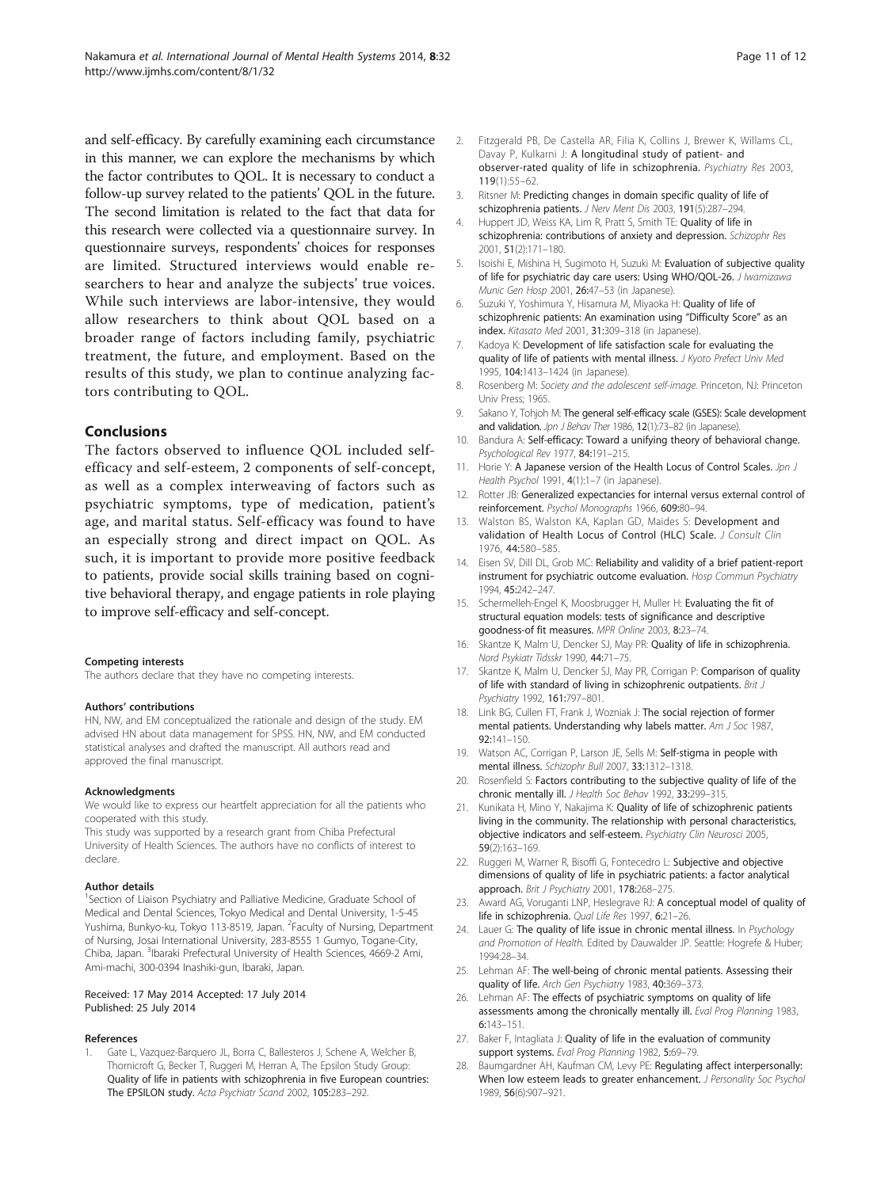and self-efficacy. By carefully examining each circumstance in this manner, we can explore the mechanisms by which the factor contributes to QOL. It is necessary to conduct a follow-up survey related to the patients' QOL in the future. The second limitation is related to the fact that data for this research were collected via a questionnaire survey. In questionnaire surveys, respondents' choices for responses are limited. Structured interviews would enable researchers to hear and analyze the subjects' true voices. While such interviews are labor-intensive, they would allow researchers to think about QOL based on a broader range of factors including family, psychiatric treatment, the future, and employment. Based on the results of this study, we plan to continue analyzing factors contributing to QOL.

## Conclusions

The factors observed to influence QOL included self-efficacy and self-esteem, 2 components of self-concept, as well as a complex interweaving of factors such as psychiatric symptoms, type of medication, patient's age, and marital status. Self-efficacy was found to have an especially strong and direct impact on QOL. As such, it is important to provide more positive feedback to patients, provide social skills training based on cognitive behavioral therapy, and engage patients in role playing to improve self-efficacy and self-concept.

#### Competing interests

The authors declare that they have no competing interests.

#### Authors' contributions

HN, NW, and EM conceptualized the rationale and design of the study. EM advised HN about data management for SPSS. HN, NW, and EM conducted statistical analyses and drafted the manuscript. All authors read and approved the final manuscript.

#### Acknowledgments

We would like to express our heartfelt appreciation for all the patients who cooperated with this study.
This study was supported by a research grant from Chiba Prefectural University of Health Sciences. The authors have no conflicts of interest to declare.

#### Author details

[1]Section of Liaison Psychiatry and Palliative Medicine, Graduate School of Medical and Dental Sciences, Tokyo Medical and Dental University, 1-5-45 Yushima, Bunkyo-ku, Tokyo 113-8519, Japan. [2]Faculty of Nursing, Department of Nursing, Josai International University, 283-8555 1 Gumyo, Togane-City, Chiba, Japan. [3]Ibaraki Prefectural University of Health Sciences, 4669-2 Ami, Ami-machi, 300-0394 Inashiki-gun, Ibaraki, Japan.

Received: 17 May 2014 Accepted: 17 July 2014
Published: 25 July 2014

#### References

1. Gate L, Vazquez-Barquero JL, Borra C, Ballesteros J, Schene A, Welcher B, Thornicroft G, Becker T, Ruggeri M, Herran A, The Epsilon Study Group: **Quality of life in patients with schizophrenia in five European countries: The EPSILON study.** *Acta Psychiatr Scand* 2002, **105:**283–292.
2. Fitzgerald PB, De Castella AR, Filia K, Collins J, Brewer K, Willams CL, Davay P, Kulkarni J: **A longitudinal study of patient- and observer-rated quality of life in schizophrenia.** *Psychiatry Res* 2003, **119**(1):55–62.
3. Ritsner M: **Predicting changes in domain specific quality of life of schizophrenia patients.** *J Nerv Ment Dis* 2003, **191**(5):287–294.
4. Huppert JD, Weiss KA, Lim R, Pratt S, Smith TE: **Quality of life in schizophrenia: contributions of anxiety and depression.** *Schizophr Res* 2001, **51**(2):171–180.
5. Isoishi E, Mishina H, Sugimoto H, Suzuki M: **Evaluation of subjective quality of life for psychiatric day care users: Using WHO/QOL-26.** *J Iwamizawa Munic Gen Hosp* 2001, **26:**47–53 (in Japanese).
6. Suzuki Y, Yoshimura Y, Hisamura M, Miyaoka H: **Quality of life of schizophrenic patients: An examination using "Difficulty Score" as an index.** *Kitasato Med* 2001, **31:**309–318 (in Japanese).
7. Kadoya K: **Development of life satisfaction scale for evaluating the quality of life of patients with mental illness.** *J Kyoto Prefect Univ Med* 1995, **104:**1413–1424 (in Japanese).
8. Rosenberg M: *Society and the adolescent self-image.* Princeton, NJ: Princeton Univ Press; 1965.
9. Sakano Y, Tohjoh M: **The general self-efficacy scale (GSES): Scale development and validation.** *Jpn J Behav Ther* 1986, **12**(1):73–82 (in Japanese).
10. Bandura A: **Self-efficacy: Toward a unifying theory of behavioral change.** *Psychological Rev* 1977, **84:**191–215.
11. Horie Y: **A Japanese version of the Health Locus of Control Scales.** *Jpn J Health Psychol* 1991, **4**(1):1–7 (in Japanese).
12. Rotter JB: **Generalized expectancies for internal versus external control of reinforcement.** *Psychol Monographs* 1966, **609:**80–94.
13. Walston BS, Walston KA, Kaplan GD, Maides S: **Development and validation of Health Locus of Control (HLC) Scale.** *J Consult Clin* 1976, **44:**580–585.
14. Eisen SV, Dill DL, Grob MC: **Reliability and validity of a brief patient-report instrument for psychiatric outcome evaluation.** *Hosp Commun Psychiatry* 1994, **45:**242–247.
15. Schermelleh-Engel K, Moosbrugger H, Muller H: **Evaluating the fit of structural equation models: tests of significance and descriptive goodness-of fit measures.** *MPR Online* 2003, **8:**23–74.
16. Skantze K, Malm U, Dencker SJ, May PR: **Quality of life in schizophrenia.** *Nord Psykiatr Tidsskr* 1990, **44:**71–75.
17. Skantze K, Malm U, Dencker SJ, May PR, Corrigan P: **Comparison of quality of life with standard of living in schizophrenic outpatients.** *Brit J Psychiatry* 1992, **161:**797–801.
18. Link BG, Cullen FT, Frank J, Wozniak J: **The social rejection of former mental patients. Understanding why labels matter.** *Am J Soc* 1987, **92:**141–150.
19. Watson AC, Corrigan P, Larson JE, Sells M: **Self-stigma in people with mental illness.** *Schizophr Bull* 2007, **33:**1312–1318.
20. Rosenfield S: **Factors contributing to the subjective quality of life of the chronic mentally ill.** *J Health Soc Behav* 1992, **33:**299–315.
21. Kunikata H, Mino Y, Nakajima K: **Quality of life of schizophrenic patients living in the community. The relationship with personal characteristics, objective indicators and self-esteem.** *Psychiatry Clin Neurosci* 2005, **59**(2):163–169.
22. Ruggeri M, Warner R, Bisoffi G, Fontecedro L: **Subjective and objective dimensions of quality of life in psychiatric patients: a factor analytical approach.** *Brit J Psychiatry* 2001, **178:**268–275.
23. Award AG, Voruganti LNP, Heslegrave RJ: **A conceptual model of quality of life in schizophrenia.** *Qual Life Res* 1997, **6:**21–26.
24. Lauer G: **The quality of life issue in chronic mental illness.** In *Psychology and Promotion of Health.* Edited by Dauwalder JP. Seattle: Hogrefe & Huber; 1994:28–34.
25. Lehman AF: **The well-being of chronic mental patients. Assessing their quality of life.** *Arch Gen Psychiatry* 1983, **40:**369–373.
26. Lehman AF: **The effects of psychiatric symptoms on quality of life assessments among the chronically mentally ill.** *Eval Prog Planning* 1983, **6:**143–151.
27. Baker F, Intagliata J: **Quality of life in the evaluation of community support systems.** *Eval Prog Planning* 1982, **5:**69–79.
28. Baumgardner AH, Kaufman CM, Levy PE: **Regulating affect interpersonally: When low esteem leads to greater enhancement.** *J Personality Soc Psychol* 1989, **56**(6):907–921.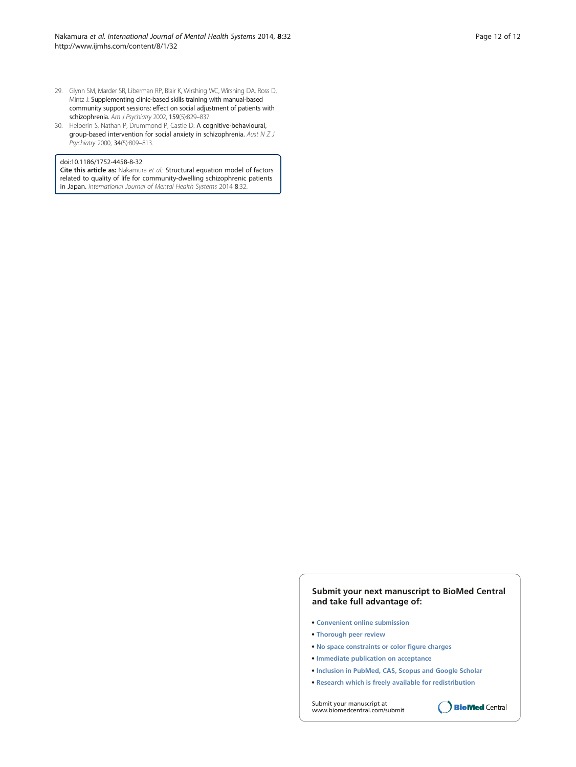29. Glynn SM, Marder SR, Liberman RP, Blair K, Wirshing WC, Wirshing DA, Ross D, Mintz J: **Supplementing clinic-based skills training with manual-based community support sessions: effect on social adjustment of patients with schizophrenia.** *Am J Psychiatry* 2002, **159**(5):829–837.
30. Helperin S, Nathan P, Drummond P, Castle D: **A cognitive-behavioural, group-based intervention for social anxiety in schizophrenia.** *Aust N Z J Psychiatry* 2000, **34**(5):809–813.

doi:10.1186/1752-4458-8-32
**Cite this article as:** Nakamura *et al.*: **Structural equation model of factors related to quality of life for community-dwelling schizophrenic patients in Japan.** *International Journal of Mental Health Systems* 2014 **8**:32.

**Submit your next manuscript to BioMed Central and take full advantage of:**

- **Convenient online submission**
- **Thorough peer review**
- **No space constraints or color figure charges**
- **Immediate publication on acceptance**
- **Inclusion in PubMed, CAS, Scopus and Google Scholar**
- **Research which is freely available for redistribution**

Submit your manuscript at
www.biomedcentral.com/submit

BioMed Central